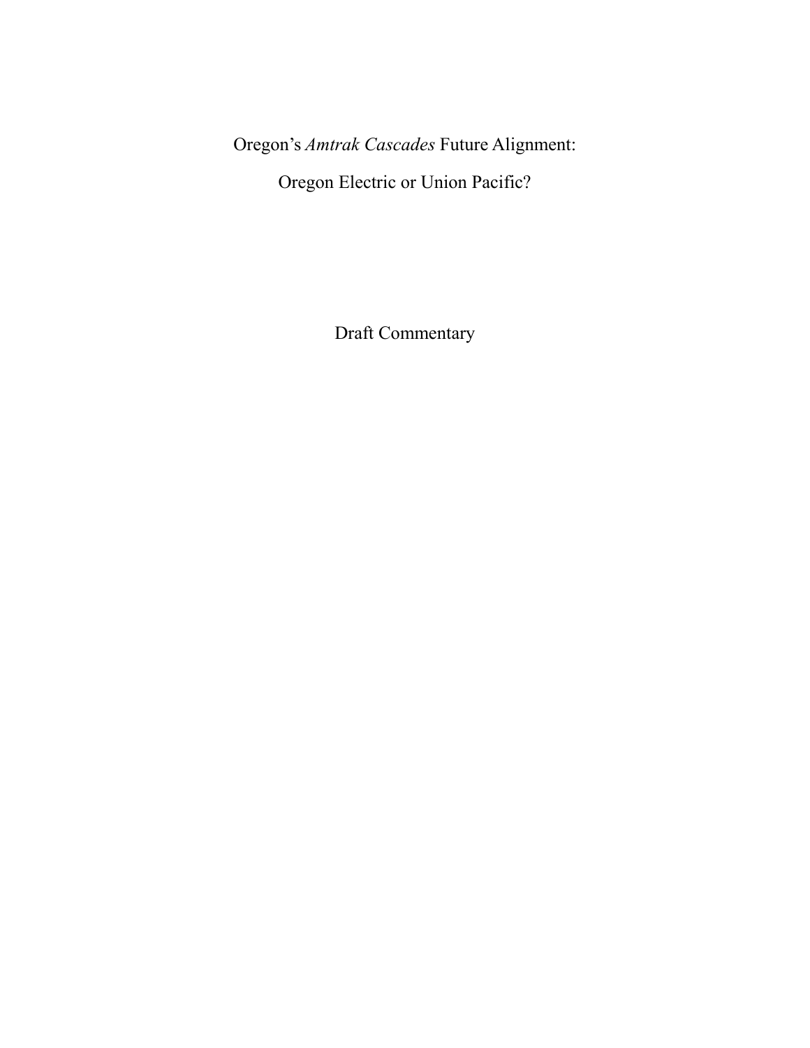# Oregon's *Amtrak Cascades* Future Alignment:

# Oregon Electric or Union Pacific?

Draft Commentary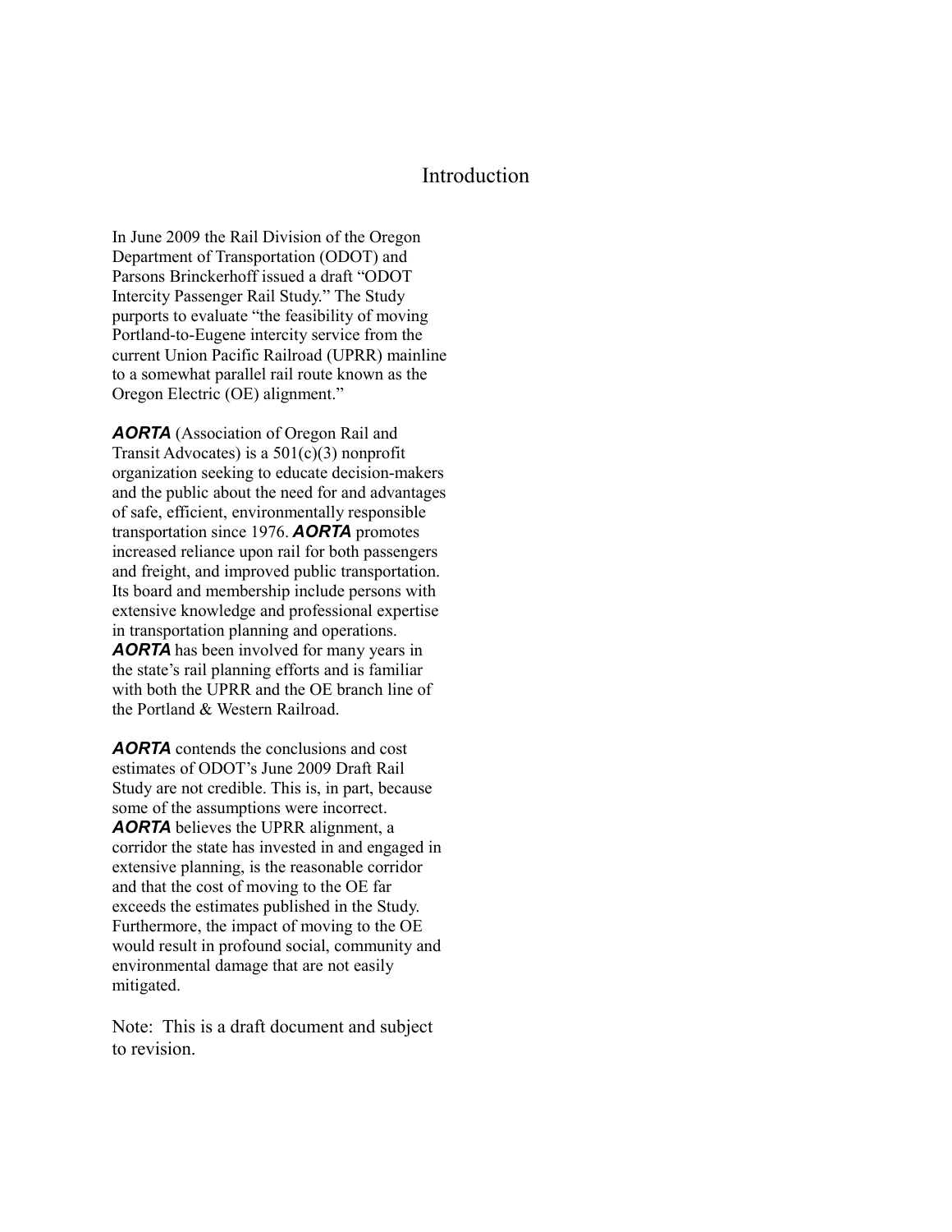# Introduction

In June 2009 the Rail Division of the Oregon Department of Transportation (ODOT) and Parsons Brinckerhoff issued a draft "ODOT Intercity Passenger Rail Study." The Study purports to evaluate "the feasibility of moving Portland-to-Eugene intercity service from the current Union Pacific Railroad (UPRR) mainline to a somewhat parallel rail route known as the Oregon Electric (OE) alignment."

***AORTA*** (Association of Oregon Rail and Transit Advocates) is a 501(c)(3) nonprofit organization seeking to educate decision-makers and the public about the need for and advantages of safe, efficient, environmentally responsible transportation since 1976. ***AORTA*** promotes increased reliance upon rail for both passengers and freight, and improved public transportation. Its board and membership include persons with extensive knowledge and professional expertise in transportation planning and operations. ***AORTA*** has been involved for many years in the state's rail planning efforts and is familiar with both the UPRR and the OE branch line of the Portland & Western Railroad.

***AORTA*** contends the conclusions and cost estimates of ODOT's June 2009 Draft Rail Study are not credible. This is, in part, because some of the assumptions were incorrect. ***AORTA*** believes the UPRR alignment, a corridor the state has invested in and engaged in extensive planning, is the reasonable corridor and that the cost of moving to the OE far exceeds the estimates published in the Study. Furthermore, the impact of moving to the OE would result in profound social, community and environmental damage that are not easily mitigated.

Note: This is a draft document and subject to revision.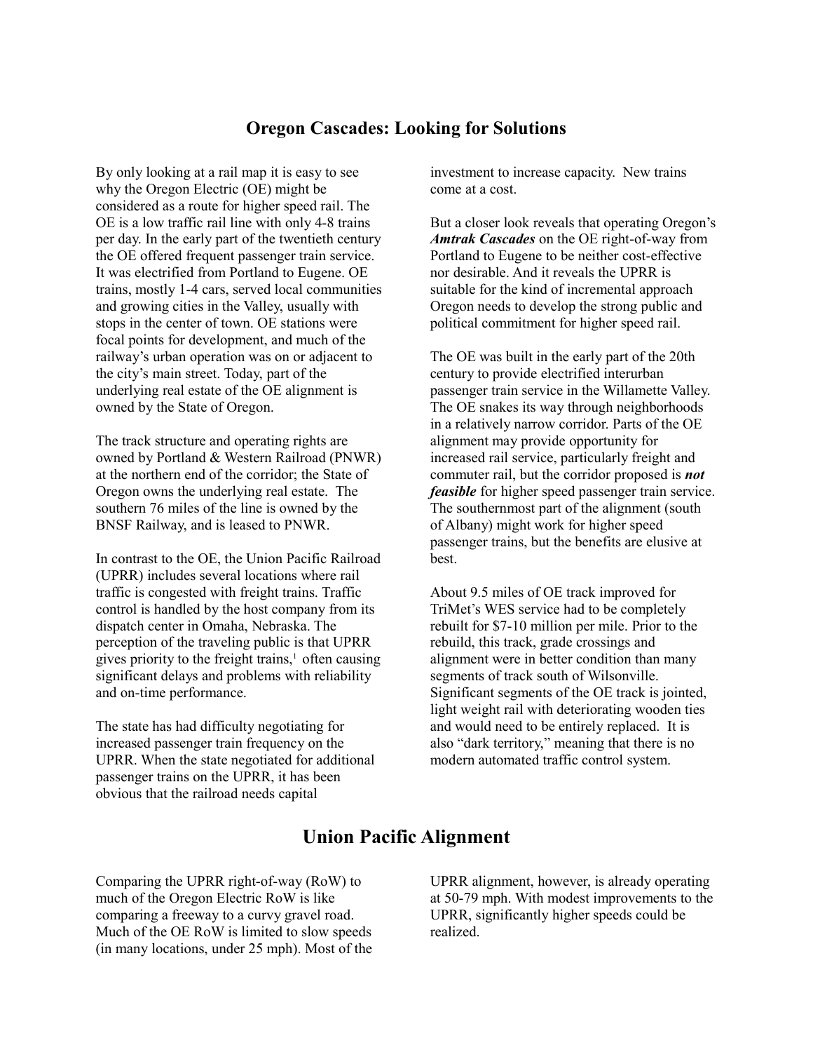## Oregon Cascades: Looking for Solutions

By only looking at a rail map it is easy to see why the Oregon Electric (OE) might be considered as a route for higher speed rail. The OE is a low traffic rail line with only 4-8 trains per day. In the early part of the twentieth century the OE offered frequent passenger train service. It was electrified from Portland to Eugene. OE trains, mostly 1-4 cars, served local communities and growing cities in the Valley, usually with stops in the center of town. OE stations were focal points for development, and much of the railway's urban operation was on or adjacent to the city's main street. Today, part of the underlying real estate of the OE alignment is owned by the State of Oregon.

The track structure and operating rights are owned by Portland & Western Railroad (PNWR) at the northern end of the corridor; the State of Oregon owns the underlying real estate. The southern 76 miles of the line is owned by the BNSF Railway, and is leased to PNWR.

In contrast to the OE, the Union Pacific Railroad (UPRR) includes several locations where rail traffic is congested with freight trains. Traffic control is handled by the host company from its dispatch center in Omaha, Nebraska. The perception of the traveling public is that UPRR gives priority to the freight trains,[1] often causing significant delays and problems with reliability and on-time performance.

The state has had difficulty negotiating for increased passenger train frequency on the UPRR. When the state negotiated for additional passenger trains on the UPRR, it has been obvious that the railroad needs capital investment to increase capacity. New trains come at a cost.

But a closer look reveals that operating Oregon's ***Amtrak Cascades*** on the OE right-of-way from Portland to Eugene to be neither cost-effective nor desirable. And it reveals the UPRR is suitable for the kind of incremental approach Oregon needs to develop the strong public and political commitment for higher speed rail.

The OE was built in the early part of the 20th century to provide electrified interurban passenger train service in the Willamette Valley. The OE snakes its way through neighborhoods in a relatively narrow corridor. Parts of the OE alignment may provide opportunity for increased rail service, particularly freight and commuter rail, but the corridor proposed is ***not feasible*** for higher speed passenger train service. The southernmost part of the alignment (south of Albany) might work for higher speed passenger trains, but the benefits are elusive at best.

About 9.5 miles of OE track improved for TriMet's WES service had to be completely rebuilt for $7-10 million per mile. Prior to the rebuild, this track, grade crossings and alignment were in better condition than many segments of track south of Wilsonville. Significant segments of the OE track is jointed, light weight rail with deteriorating wooden ties and would need to be entirely replaced. It is also "dark territory," meaning that there is no modern automated traffic control system.

## Union Pacific Alignment

Comparing the UPRR right-of-way (RoW) to much of the Oregon Electric RoW is like comparing a freeway to a curvy gravel road. Much of the OE RoW is limited to slow speeds (in many locations, under 25 mph). Most of the UPRR alignment, however, is already operating at 50-79 mph. With modest improvements to the UPRR, significantly higher speeds could be realized.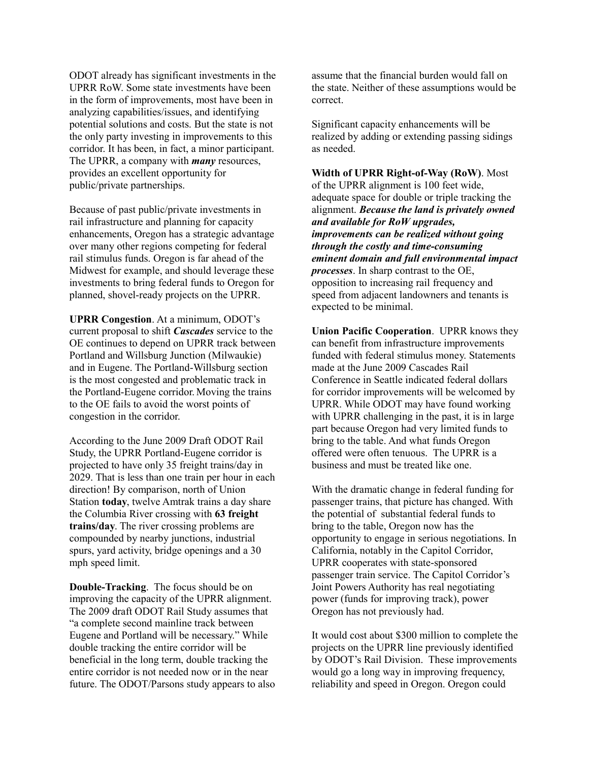ODOT already has significant investments in the UPRR RoW. Some state investments have been in the form of improvements, most have been in analyzing capabilities/issues, and identifying potential solutions and costs. But the state is not the only party investing in improvements to this corridor. It has been, in fact, a minor participant. The UPRR, a company with ***many*** resources, provides an excellent opportunity for public/private partnerships.

Because of past public/private investments in rail infrastructure and planning for capacity enhancements, Oregon has a strategic advantage over many other regions competing for federal rail stimulus funds. Oregon is far ahead of the Midwest for example, and should leverage these investments to bring federal funds to Oregon for planned, shovel-ready projects on the UPRR.

**UPRR Congestion**. At a minimum, ODOT's current proposal to shift ***Cascades*** service to the OE continues to depend on UPRR track between Portland and Willsburg Junction (Milwaukie) and in Eugene. The Portland-Willsburg section is the most congested and problematic track in the Portland-Eugene corridor. Moving the trains to the OE fails to avoid the worst points of congestion in the corridor.

According to the June 2009 Draft ODOT Rail Study, the UPRR Portland-Eugene corridor is projected to have only 35 freight trains/day in 2029. That is less than one train per hour in each direction! By comparison, north of Union Station **today**, twelve Amtrak trains a day share the Columbia River crossing with **63 freight trains/day**. The river crossing problems are compounded by nearby junctions, industrial spurs, yard activity, bridge openings and a 30 mph speed limit.

**Double-Tracking**. The focus should be on improving the capacity of the UPRR alignment. The 2009 draft ODOT Rail Study assumes that "a complete second mainline track between Eugene and Portland will be necessary." While double tracking the entire corridor will be beneficial in the long term, double tracking the entire corridor is not needed now or in the near future. The ODOT/Parsons study appears to also assume that the financial burden would fall on the state. Neither of these assumptions would be correct.

Significant capacity enhancements will be realized by adding or extending passing sidings as needed.

**Width of UPRR Right-of-Way (RoW)**. Most of the UPRR alignment is 100 feet wide, adequate space for double or triple tracking the alignment. ***Because the land is privately owned and available for RoW upgrades, improvements can be realized without going through the costly and time-consuming eminent domain and full environmental impact processes***. In sharp contrast to the OE, opposition to increasing rail frequency and speed from adjacent landowners and tenants is expected to be minimal.

**Union Pacific Cooperation**. UPRR knows they can benefit from infrastructure improvements funded with federal stimulus money. Statements made at the June 2009 Cascades Rail Conference in Seattle indicated federal dollars for corridor improvements will be welcomed by UPRR. While ODOT may have found working with UPRR challenging in the past, it is in large part because Oregon had very limited funds to bring to the table. And what funds Oregon offered were often tenuous. The UPRR is a business and must be treated like one.

With the dramatic change in federal funding for passenger trains, that picture has changed. With the potential of substantial federal funds to bring to the table, Oregon now has the opportunity to engage in serious negotiations. In California, notably in the Capitol Corridor, UPRR cooperates with state-sponsored passenger train service. The Capitol Corridor's Joint Powers Authority has real negotiating power (funds for improving track), power Oregon has not previously had.

It would cost about $300 million to complete the projects on the UPRR line previously identified by ODOT's Rail Division. These improvements would go a long way in improving frequency, reliability and speed in Oregon. Oregon could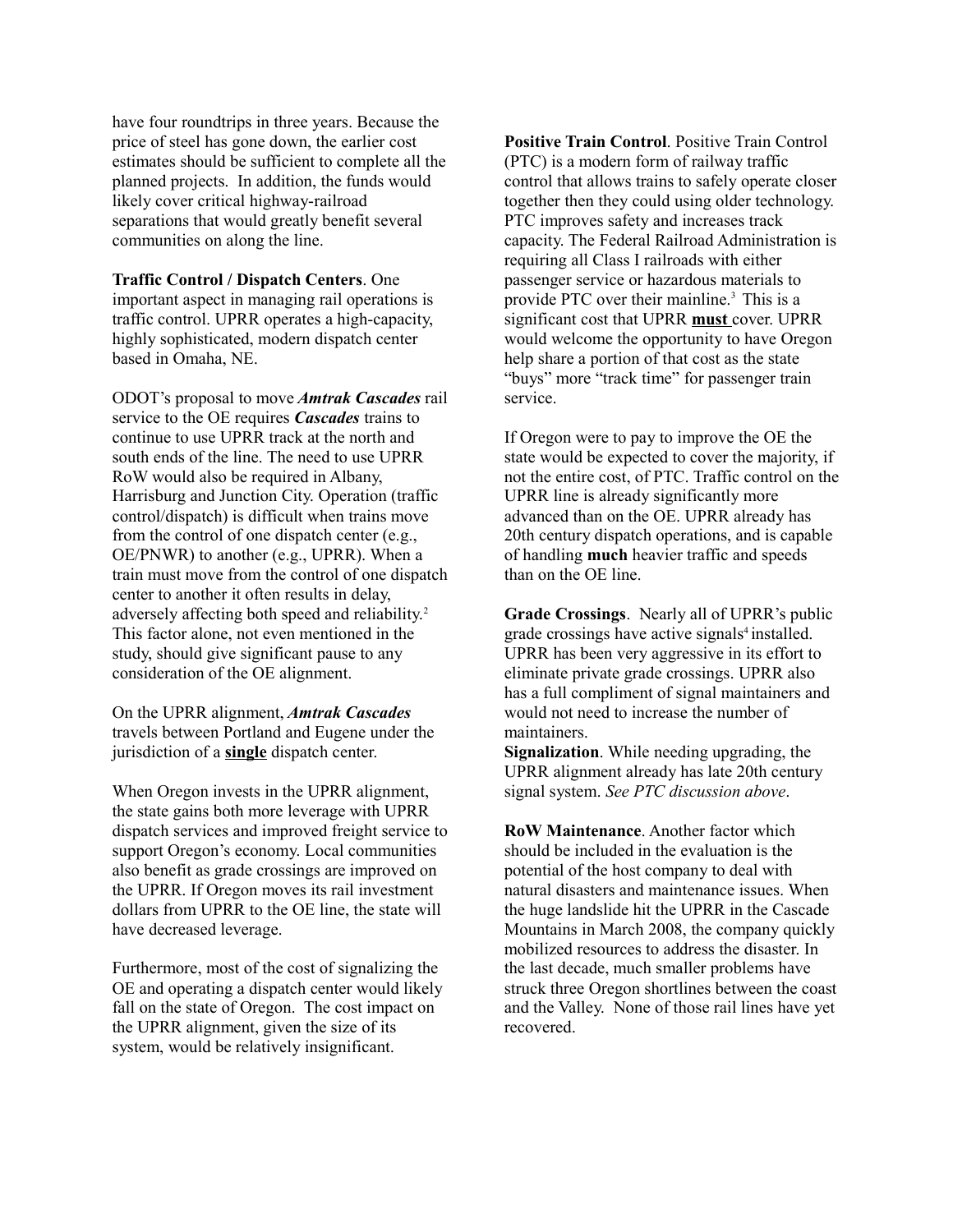have four roundtrips in three years. Because the price of steel has gone down, the earlier cost estimates should be sufficient to complete all the planned projects. In addition, the funds would likely cover critical highway-railroad separations that would greatly benefit several communities on along the line.

**Traffic Control / Dispatch Centers**. One important aspect in managing rail operations is traffic control. UPRR operates a high-capacity, highly sophisticated, modern dispatch center based in Omaha, NE.

ODOT's proposal to move ***Amtrak Cascades*** rail service to the OE requires ***Cascades*** trains to continue to use UPRR track at the north and south ends of the line. The need to use UPRR RoW would also be required in Albany, Harrisburg and Junction City. Operation (traffic control/dispatch) is difficult when trains move from the control of one dispatch center (e.g., OE/PNWR) to another (e.g., UPRR). When a train must move from the control of one dispatch center to another it often results in delay, adversely affecting both speed and reliability.[2] This factor alone, not even mentioned in the study, should give significant pause to any consideration of the OE alignment.

On the UPRR alignment, ***Amtrak Cascades*** travels between Portland and Eugene under the jurisdiction of a **single** dispatch center.

When Oregon invests in the UPRR alignment, the state gains both more leverage with UPRR dispatch services and improved freight service to support Oregon's economy. Local communities also benefit as grade crossings are improved on the UPRR. If Oregon moves its rail investment dollars from UPRR to the OE line, the state will have decreased leverage.

Furthermore, most of the cost of signalizing the OE and operating a dispatch center would likely fall on the state of Oregon. The cost impact on the UPRR alignment, given the size of its system, would be relatively insignificant.

**Positive Train Control**. Positive Train Control (PTC) is a modern form of railway traffic control that allows trains to safely operate closer together then they could using older technology. PTC improves safety and increases track capacity. The Federal Railroad Administration is requiring all Class I railroads with either passenger service or hazardous materials to provide PTC over their mainline.[3] This is a significant cost that UPRR **must** cover. UPRR would welcome the opportunity to have Oregon help share a portion of that cost as the state "buys" more "track time" for passenger train service.

If Oregon were to pay to improve the OE the state would be expected to cover the majority, if not the entire cost, of PTC. Traffic control on the UPRR line is already significantly more advanced than on the OE. UPRR already has 20th century dispatch operations, and is capable of handling **much** heavier traffic and speeds than on the OE line.

**Grade Crossings**. Nearly all of UPRR's public grade crossings have active signals[4] installed. UPRR has been very aggressive in its effort to eliminate private grade crossings. UPRR also has a full compliment of signal maintainers and would not need to increase the number of maintainers.

**Signalization**. While needing upgrading, the UPRR alignment already has late 20th century signal system. *See PTC discussion above*.

**RoW Maintenance**. Another factor which should be included in the evaluation is the potential of the host company to deal with natural disasters and maintenance issues. When the huge landslide hit the UPRR in the Cascade Mountains in March 2008, the company quickly mobilized resources to address the disaster. In the last decade, much smaller problems have struck three Oregon shortlines between the coast and the Valley. None of those rail lines have yet recovered.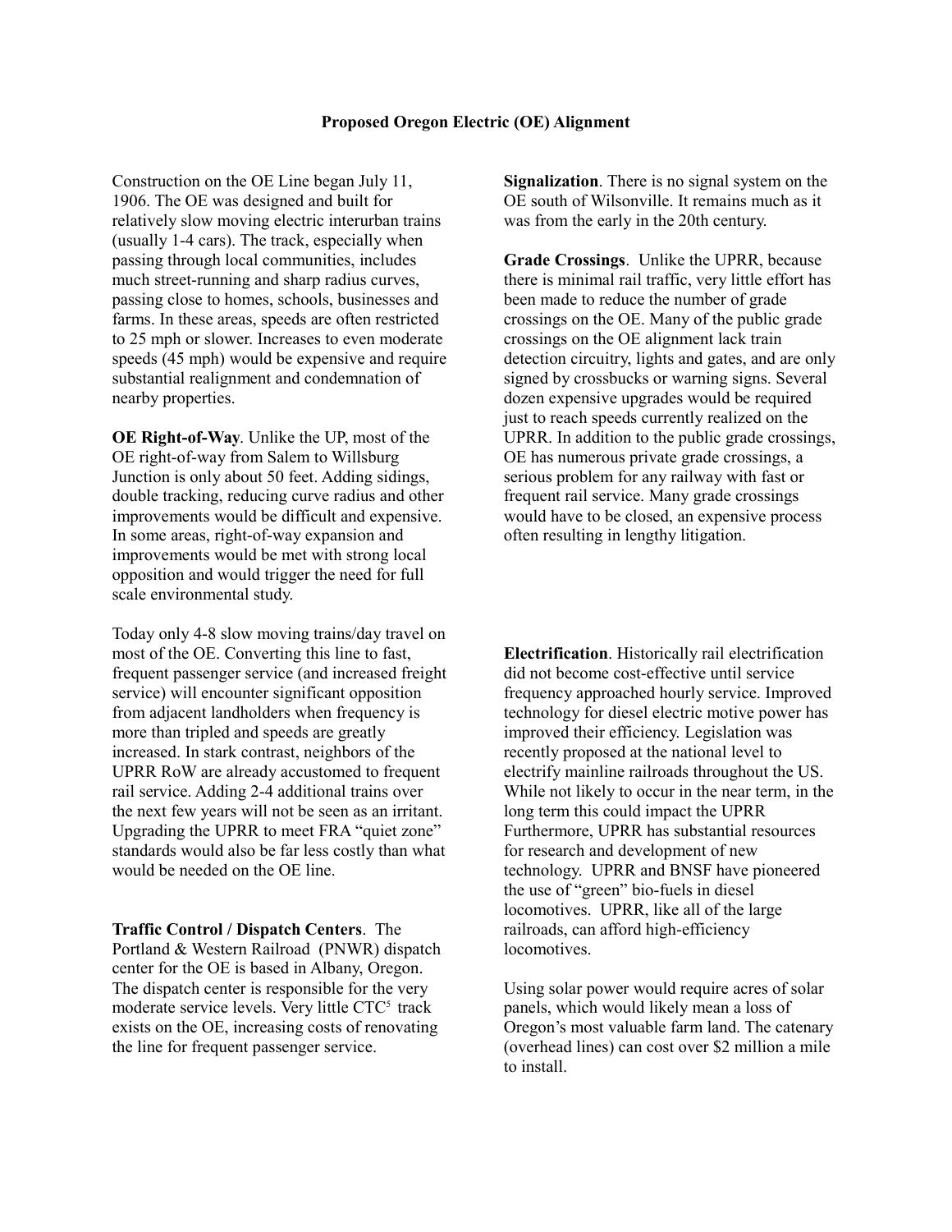## Proposed Oregon Electric (OE) Alignment

Construction on the OE Line began July 11, 1906. The OE was designed and built for relatively slow moving electric interurban trains (usually 1-4 cars). The track, especially when passing through local communities, includes much street-running and sharp radius curves, passing close to homes, schools, businesses and farms. In these areas, speeds are often restricted to 25 mph or slower. Increases to even moderate speeds (45 mph) would be expensive and require substantial realignment and condemnation of nearby properties.

**OE Right-of-Way**. Unlike the UP, most of the OE right-of-way from Salem to Willsburg Junction is only about 50 feet. Adding sidings, double tracking, reducing curve radius and other improvements would be difficult and expensive. In some areas, right-of-way expansion and improvements would be met with strong local opposition and would trigger the need for full scale environmental study.

Today only 4-8 slow moving trains/day travel on most of the OE. Converting this line to fast, frequent passenger service (and increased freight service) will encounter significant opposition from adjacent landholders when frequency is more than tripled and speeds are greatly increased. In stark contrast, neighbors of the UPRR RoW are already accustomed to frequent rail service. Adding 2-4 additional trains over the next few years will not be seen as an irritant. Upgrading the UPRR to meet FRA "quiet zone" standards would also be far less costly than what would be needed on the OE line.

**Traffic Control / Dispatch Centers**. The Portland & Western Railroad (PNWR) dispatch center for the OE is based in Albany, Oregon. The dispatch center is responsible for the very moderate service levels. Very little CTC[5] track exists on the OE, increasing costs of renovating the line for frequent passenger service.

**Signalization**. There is no signal system on the OE south of Wilsonville. It remains much as it was from the early in the 20th century.

**Grade Crossings**. Unlike the UPRR, because there is minimal rail traffic, very little effort has been made to reduce the number of grade crossings on the OE. Many of the public grade crossings on the OE alignment lack train detection circuitry, lights and gates, and are only signed by crossbucks or warning signs. Several dozen expensive upgrades would be required just to reach speeds currently realized on the UPRR. In addition to the public grade crossings, OE has numerous private grade crossings, a serious problem for any railway with fast or frequent rail service. Many grade crossings would have to be closed, an expensive process often resulting in lengthy litigation.

**Electrification**. Historically rail electrification did not become cost-effective until service frequency approached hourly service. Improved technology for diesel electric motive power has improved their efficiency. Legislation was recently proposed at the national level to electrify mainline railroads throughout the US. While not likely to occur in the near term, in the long term this could impact the UPRR Furthermore, UPRR has substantial resources for research and development of new technology. UPRR and BNSF have pioneered the use of "green" bio-fuels in diesel locomotives. UPRR, like all of the large railroads, can afford high-efficiency locomotives.

Using solar power would require acres of solar panels, which would likely mean a loss of Oregon's most valuable farm land. The catenary (overhead lines) can cost over $2 million a mile to install.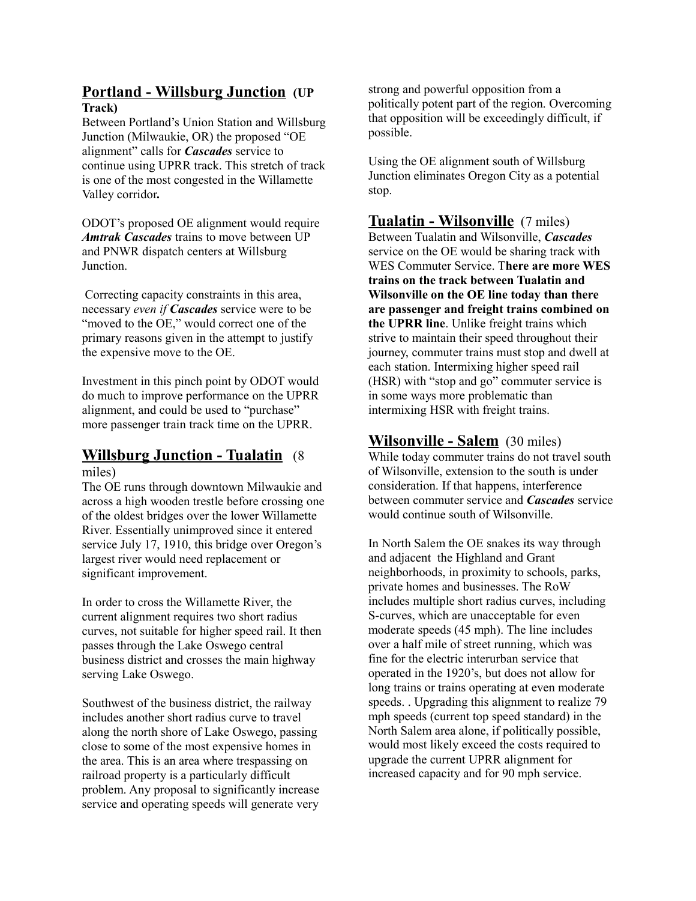## Portland - Willsburg Junction **(UP Track)**

Between Portland's Union Station and Willsburg Junction (Milwaukie, OR) the proposed "OE alignment" calls for ***Cascades*** service to continue using UPRR track. This stretch of track is one of the most congested in the Willamette Valley corridor**.**

ODOT's proposed OE alignment would require ***Amtrak Cascades*** trains to move between UP and PNWR dispatch centers at Willsburg Junction.

Correcting capacity constraints in this area, necessary *even if **Cascades*** service were to be "moved to the OE," would correct one of the primary reasons given in the attempt to justify the expensive move to the OE.

Investment in this pinch point by ODOT would do much to improve performance on the UPRR alignment, and could be used to "purchase" more passenger train track time on the UPRR.

## Willsburg Junction - Tualatin (8 miles)

The OE runs through downtown Milwaukie and across a high wooden trestle before crossing one of the oldest bridges over the lower Willamette River. Essentially unimproved since it entered service July 17, 1910, this bridge over Oregon's largest river would need replacement or significant improvement.

In order to cross the Willamette River, the current alignment requires two short radius curves, not suitable for higher speed rail. It then passes through the Lake Oswego central business district and crosses the main highway serving Lake Oswego.

Southwest of the business district, the railway includes another short radius curve to travel along the north shore of Lake Oswego, passing close to some of the most expensive homes in the area. This is an area where trespassing on railroad property is a particularly difficult problem. Any proposal to significantly increase service and operating speeds will generate very strong and powerful opposition from a politically potent part of the region. Overcoming that opposition will be exceedingly difficult, if possible.

Using the OE alignment south of Willsburg Junction eliminates Oregon City as a potential stop.

## Tualatin - Wilsonville (7 miles)

Between Tualatin and Wilsonville, ***Cascades*** service on the OE would be sharing track with WES Commuter Service. T**here are more WES trains on the track between Tualatin and Wilsonville on the OE line today than there are passenger and freight trains combined on the UPRR line**. Unlike freight trains which strive to maintain their speed throughout their journey, commuter trains must stop and dwell at each station. Intermixing higher speed rail (HSR) with "stop and go" commuter service is in some ways more problematic than intermixing HSR with freight trains.

## Wilsonville - Salem (30 miles)

While today commuter trains do not travel south of Wilsonville, extension to the south is under consideration. If that happens, interference between commuter service and ***Cascades*** service would continue south of Wilsonville.

In North Salem the OE snakes its way through and adjacent the Highland and Grant neighborhoods, in proximity to schools, parks, private homes and businesses. The RoW includes multiple short radius curves, including S-curves, which are unacceptable for even moderate speeds (45 mph). The line includes over a half mile of street running, which was fine for the electric interurban service that operated in the 1920's, but does not allow for long trains or trains operating at even moderate speeds. . Upgrading this alignment to realize 79 mph speeds (current top speed standard) in the North Salem area alone, if politically possible, would most likely exceed the costs required to upgrade the current UPRR alignment for increased capacity and for 90 mph service.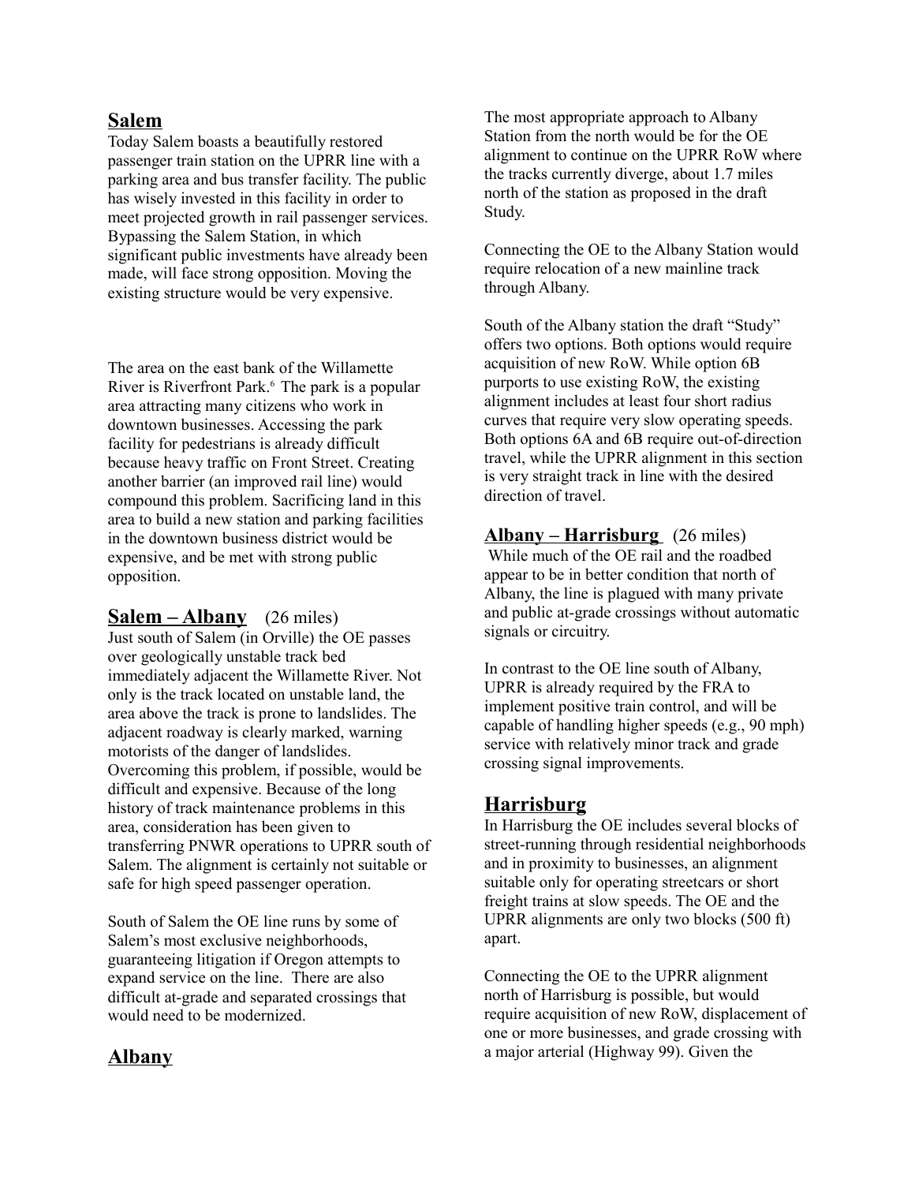## Salem

Today Salem boasts a beautifully restored passenger train station on the UPRR line with a parking area and bus transfer facility. The public has wisely invested in this facility in order to meet projected growth in rail passenger services. Bypassing the Salem Station, in which significant public investments have already been made, will face strong opposition. Moving the existing structure would be very expensive.

The area on the east bank of the Willamette River is Riverfront Park.[6] The park is a popular area attracting many citizens who work in downtown businesses. Accessing the park facility for pedestrians is already difficult because heavy traffic on Front Street. Creating another barrier (an improved rail line) would compound this problem. Sacrificing land in this area to build a new station and parking facilities in the downtown business district would be expensive, and be met with strong public opposition.

## Salem – Albany (26 miles)

Just south of Salem (in Orville) the OE passes over geologically unstable track bed immediately adjacent the Willamette River. Not only is the track located on unstable land, the area above the track is prone to landslides. The adjacent roadway is clearly marked, warning motorists of the danger of landslides. Overcoming this problem, if possible, would be difficult and expensive. Because of the long history of track maintenance problems in this area, consideration has been given to transferring PNWR operations to UPRR south of Salem. The alignment is certainly not suitable or safe for high speed passenger operation.

South of Salem the OE line runs by some of Salem's most exclusive neighborhoods, guaranteeing litigation if Oregon attempts to expand service on the line. There are also difficult at-grade and separated crossings that would need to be modernized.

## Albany

The most appropriate approach to Albany Station from the north would be for the OE alignment to continue on the UPRR RoW where the tracks currently diverge, about 1.7 miles north of the station as proposed in the draft Study.

Connecting the OE to the Albany Station would require relocation of a new mainline track through Albany.

South of the Albany station the draft "Study" offers two options. Both options would require acquisition of new RoW. While option 6B purports to use existing RoW, the existing alignment includes at least four short radius curves that require very slow operating speeds. Both options 6A and 6B require out-of-direction travel, while the UPRR alignment in this section is very straight track in line with the desired direction of travel.

## Albany – Harrisburg (26 miles)

While much of the OE rail and the roadbed appear to be in better condition that north of Albany, the line is plagued with many private and public at-grade crossings without automatic signals or circuitry.

In contrast to the OE line south of Albany, UPRR is already required by the FRA to implement positive train control, and will be capable of handling higher speeds (e.g., 90 mph) service with relatively minor track and grade crossing signal improvements.

## Harrisburg

In Harrisburg the OE includes several blocks of street-running through residential neighborhoods and in proximity to businesses, an alignment suitable only for operating streetcars or short freight trains at slow speeds. The OE and the UPRR alignments are only two blocks (500 ft) apart.

Connecting the OE to the UPRR alignment north of Harrisburg is possible, but would require acquisition of new RoW, displacement of one or more businesses, and grade crossing with a major arterial (Highway 99). Given the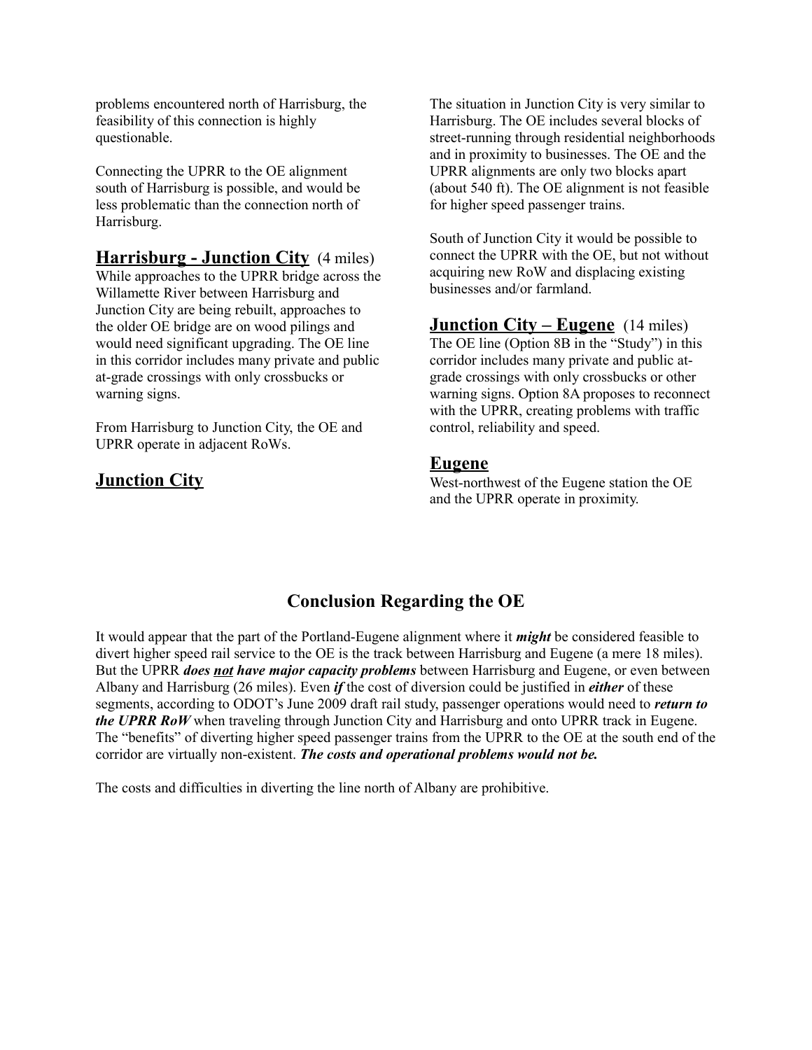problems encountered north of Harrisburg, the feasibility of this connection is highly questionable.

Connecting the UPRR to the OE alignment south of Harrisburg is possible, and would be less problematic than the connection north of Harrisburg.

## Harrisburg - Junction City (4 miles)

While approaches to the UPRR bridge across the Willamette River between Harrisburg and Junction City are being rebuilt, approaches to the older OE bridge are on wood pilings and would need significant upgrading. The OE line in this corridor includes many private and public at-grade crossings with only crossbucks or warning signs.

From Harrisburg to Junction City, the OE and UPRR operate in adjacent RoWs.

## Junction City

The situation in Junction City is very similar to Harrisburg. The OE includes several blocks of street-running through residential neighborhoods and in proximity to businesses. The OE and the UPRR alignments are only two blocks apart (about 540 ft). The OE alignment is not feasible for higher speed passenger trains.

South of Junction City it would be possible to connect the UPRR with the OE, but not without acquiring new RoW and displacing existing businesses and/or farmland.

## Junction City – Eugene (14 miles)

The OE line (Option 8B in the "Study") in this corridor includes many private and public at-grade crossings with only crossbucks or other warning signs. Option 8A proposes to reconnect with the UPRR, creating problems with traffic control, reliability and speed.

## Eugene

West-northwest of the Eugene station the OE and the UPRR operate in proximity.

## Conclusion Regarding the OE

It would appear that the part of the Portland-Eugene alignment where it ***might*** be considered feasible to divert higher speed rail service to the OE is the track between Harrisburg and Eugene (a mere 18 miles). But the UPRR ***does not have major capacity problems*** between Harrisburg and Eugene, or even between Albany and Harrisburg (26 miles). Even ***if*** the cost of diversion could be justified in ***either*** of these segments, according to ODOT's June 2009 draft rail study, passenger operations would need to ***return to the UPRR RoW*** when traveling through Junction City and Harrisburg and onto UPRR track in Eugene. The "benefits" of diverting higher speed passenger trains from the UPRR to the OE at the south end of the corridor are virtually non-existent. ***The costs and operational problems would not be.***

The costs and difficulties in diverting the line north of Albany are prohibitive.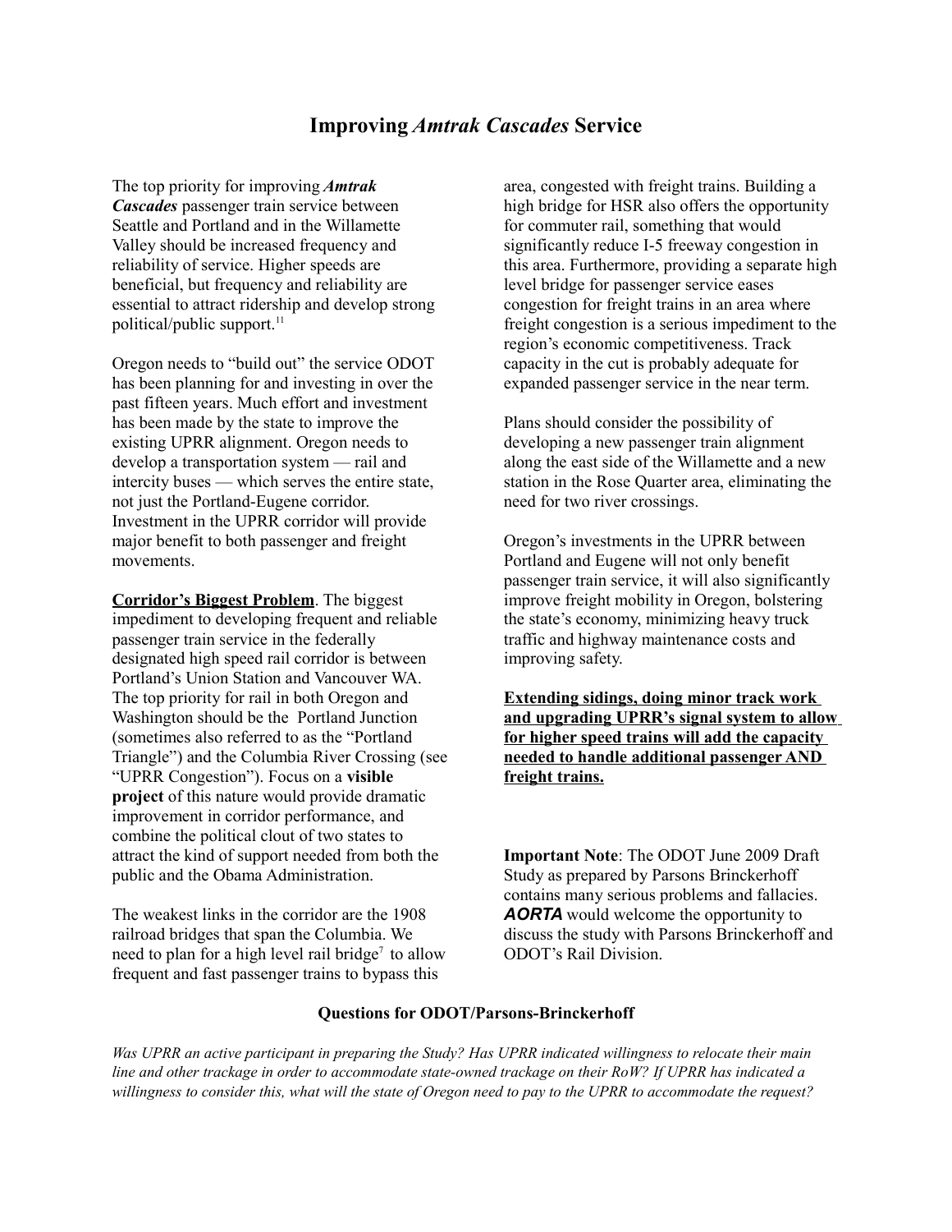# Improving *Amtrak Cascades* Service

The top priority for improving ***Amtrak Cascades*** passenger train service between Seattle and Portland and in the Willamette Valley should be increased frequency and reliability of service. Higher speeds are beneficial, but frequency and reliability are essential to attract ridership and develop strong political/public support.[11]

Oregon needs to "build out" the service ODOT has been planning for and investing in over the past fifteen years. Much effort and investment has been made by the state to improve the existing UPRR alignment. Oregon needs to develop a transportation system — rail and intercity buses — which serves the entire state, not just the Portland-Eugene corridor. Investment in the UPRR corridor will provide major benefit to both passenger and freight movements.

**Corridor's Biggest Problem**. The biggest impediment to developing frequent and reliable passenger train service in the federally designated high speed rail corridor is between Portland's Union Station and Vancouver WA. The top priority for rail in both Oregon and Washington should be the Portland Junction (sometimes also referred to as the "Portland Triangle") and the Columbia River Crossing (see "UPRR Congestion"). Focus on a **visible project** of this nature would provide dramatic improvement in corridor performance, and combine the political clout of two states to attract the kind of support needed from both the public and the Obama Administration.

The weakest links in the corridor are the 1908 railroad bridges that span the Columbia. We need to plan for a high level rail bridge[7] to allow frequent and fast passenger trains to bypass this area, congested with freight trains. Building a high bridge for HSR also offers the opportunity for commuter rail, something that would significantly reduce I-5 freeway congestion in this area. Furthermore, providing a separate high level bridge for passenger service eases congestion for freight trains in an area where freight congestion is a serious impediment to the region's economic competitiveness. Track capacity in the cut is probably adequate for expanded passenger service in the near term.

Plans should consider the possibility of developing a new passenger train alignment along the east side of the Willamette and a new station in the Rose Quarter area, eliminating the need for two river crossings.

Oregon's investments in the UPRR between Portland and Eugene will not only benefit passenger train service, it will also significantly improve freight mobility in Oregon, bolstering the state's economy, minimizing heavy truck traffic and highway maintenance costs and improving safety.

**Extending sidings, doing minor track work and upgrading UPRR's signal system to allow for higher speed trains will add the capacity needed to handle additional passenger AND freight trains.**

**Important Note**: The ODOT June 2009 Draft Study as prepared by Parsons Brinckerhoff contains many serious problems and fallacies. ***AORTA*** would welcome the opportunity to discuss the study with Parsons Brinckerhoff and ODOT's Rail Division.

**Questions for ODOT/Parsons-Brinckerhoff**

*Was UPRR an active participant in preparing the Study? Has UPRR indicated willingness to relocate their main line and other trackage in order to accommodate state-owned trackage on their RoW? If UPRR has indicated a willingness to consider this, what will the state of Oregon need to pay to the UPRR to accommodate the request?*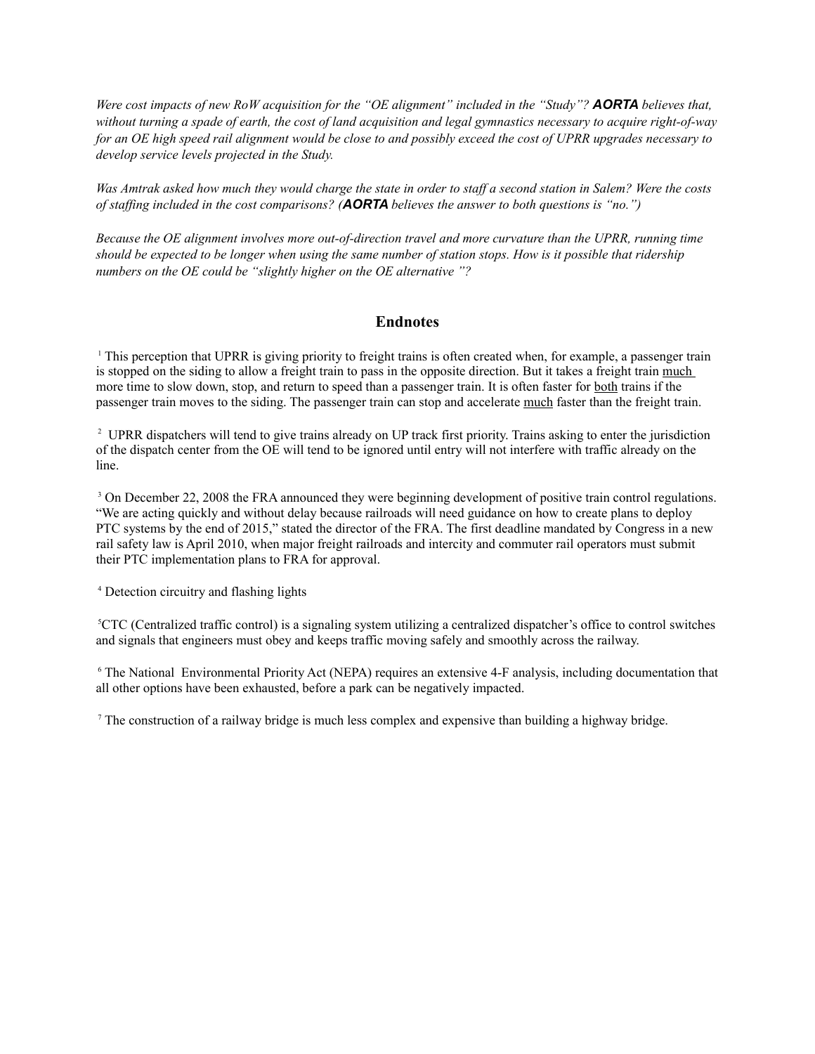*Were cost impacts of new RoW acquisition for the "OE alignment" included in the "Study"? **AORTA** believes that, without turning a spade of earth, the cost of land acquisition and legal gymnastics necessary to acquire right-of-way for an OE high speed rail alignment would be close to and possibly exceed the cost of UPRR upgrades necessary to develop service levels projected in the Study.*

*Was Amtrak asked how much they would charge the state in order to staff a second station in Salem? Were the costs of staffing included in the cost comparisons? (**AORTA** believes the answer to both questions is "no.")*

*Because the OE alignment involves more out-of-direction travel and more curvature than the UPRR, running time should be expected to be longer when using the same number of station stops. How is it possible that ridership numbers on the OE could be "slightly higher on the OE alternative"?*

## Endnotes

[1] This perception that UPRR is giving priority to freight trains is often created when, for example, a passenger train is stopped on the siding to allow a freight train to pass in the opposite direction. But it takes a freight train <u>much</u> more time to slow down, stop, and return to speed than a passenger train. It is often faster for <u>both</u> trains if the passenger train moves to the siding. The passenger train can stop and accelerate <u>much</u> faster than the freight train.

[2] UPRR dispatchers will tend to give trains already on UP track first priority. Trains asking to enter the jurisdiction of the dispatch center from the OE will tend to be ignored until entry will not interfere with traffic already on the line.

[3] On December 22, 2008 the FRA announced they were beginning development of positive train control regulations. "We are acting quickly and without delay because railroads will need guidance on how to create plans to deploy PTC systems by the end of 2015," stated the director of the FRA. The first deadline mandated by Congress in a new rail safety law is April 2010, when major freight railroads and intercity and commuter rail operators must submit their PTC implementation plans to FRA for approval.

[4] Detection circuitry and flashing lights

[5] CTC (Centralized traffic control) is a signaling system utilizing a centralized dispatcher's office to control switches and signals that engineers must obey and keeps traffic moving safely and smoothly across the railway.

[6] The National Environmental Priority Act (NEPA) requires an extensive 4-F analysis, including documentation that all other options have been exhausted, before a park can be negatively impacted.

[7] The construction of a railway bridge is much less complex and expensive than building a highway bridge.